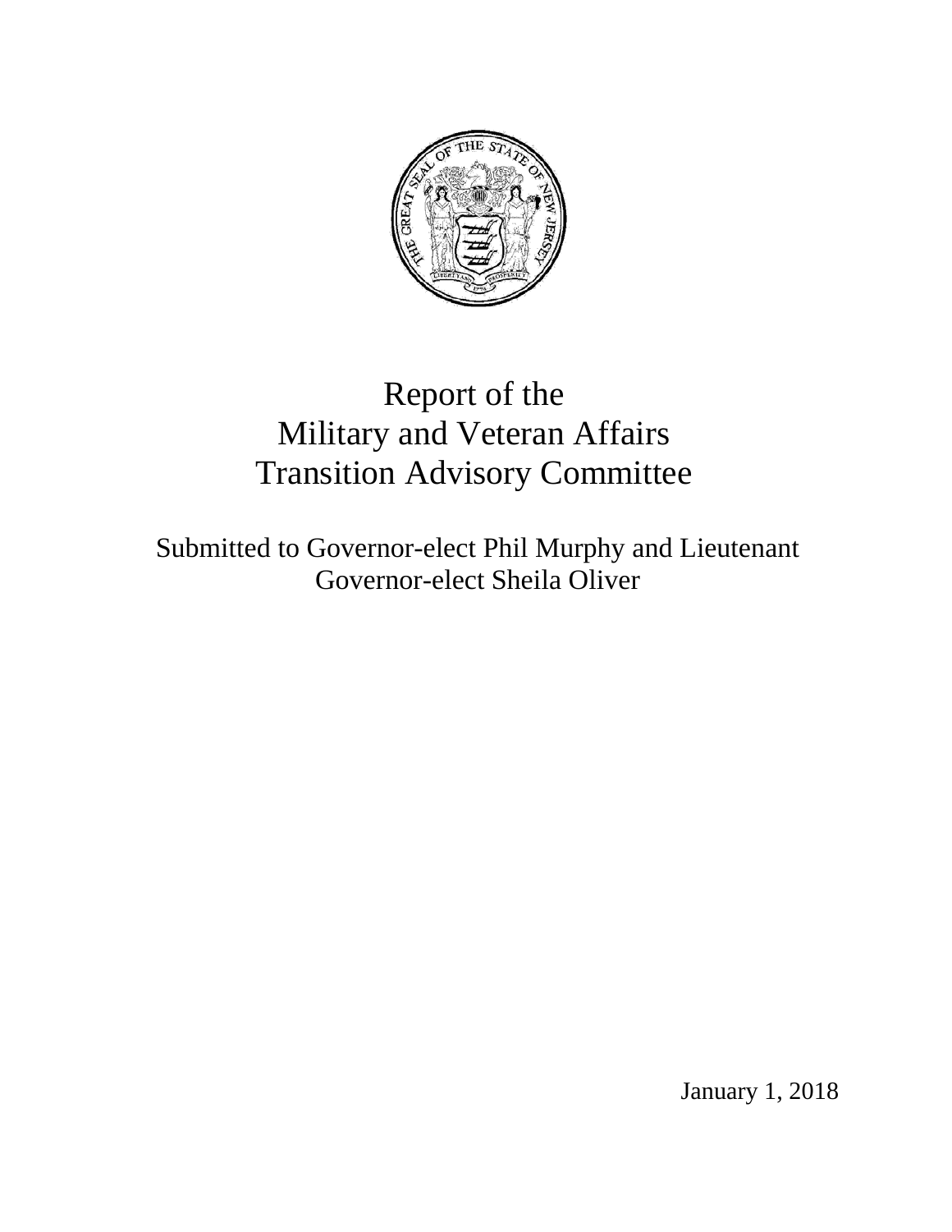# Report of the Military and Veteran Affairs Transition Advisory Committee

Submitted to Governor-elect Phil Murphy and Lieutenant Governor-elect Sheila Oliver

January 1, 2018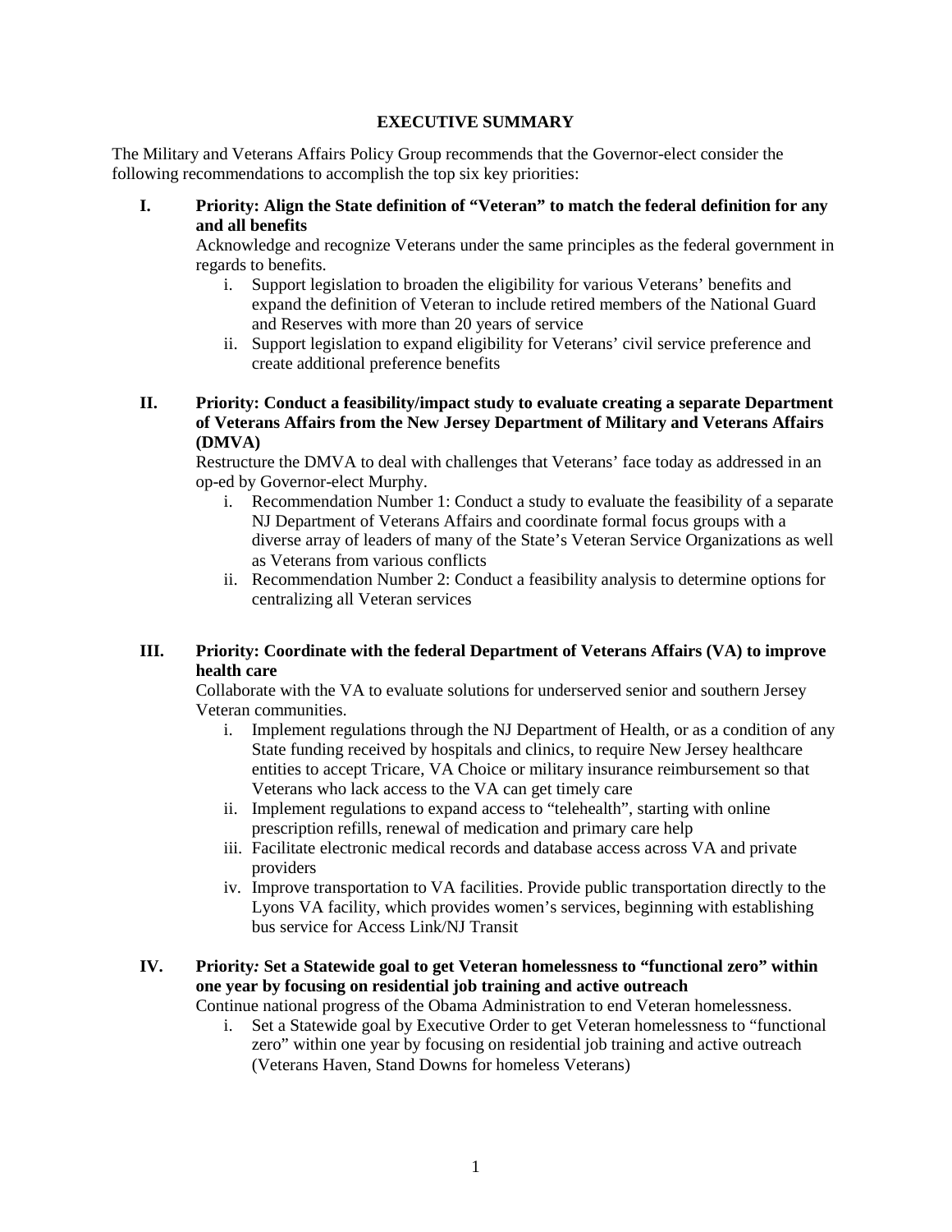# EXECUTIVE SUMMARY

The Military and Veterans Affairs Policy Group recommends that the Governor-elect consider the following recommendations to accomplish the top six key priorities:

**I. Priority: Align the State definition of "Veteran" to match the federal definition for any and all benefits**

Acknowledge and recognize Veterans under the same principles as the federal government in regards to benefits.

i. Support legislation to broaden the eligibility for various Veterans' benefits and expand the definition of Veteran to include retired members of the National Guard and Reserves with more than 20 years of service
ii. Support legislation to expand eligibility for Veterans' civil service preference and create additional preference benefits

**II. Priority: Conduct a feasibility/impact study to evaluate creating a separate Department of Veterans Affairs from the New Jersey Department of Military and Veterans Affairs (DMVA)**

Restructure the DMVA to deal with challenges that Veterans' face today as addressed in an op-ed by Governor-elect Murphy.

i. Recommendation Number 1: Conduct a study to evaluate the feasibility of a separate NJ Department of Veterans Affairs and coordinate formal focus groups with a diverse array of leaders of many of the State's Veteran Service Organizations as well as Veterans from various conflicts
ii. Recommendation Number 2: Conduct a feasibility analysis to determine options for centralizing all Veteran services

**III. Priority: Coordinate with the federal Department of Veterans Affairs (VA) to improve health care**

Collaborate with the VA to evaluate solutions for underserved senior and southern Jersey Veteran communities.

i. Implement regulations through the NJ Department of Health, or as a condition of any State funding received by hospitals and clinics, to require New Jersey healthcare entities to accept Tricare, VA Choice or military insurance reimbursement so that Veterans who lack access to the VA can get timely care
ii. Implement regulations to expand access to "telehealth", starting with online prescription refills, renewal of medication and primary care help
iii. Facilitate electronic medical records and database access across VA and private providers
iv. Improve transportation to VA facilities. Provide public transportation directly to the Lyons VA facility, which provides women's services, beginning with establishing bus service for Access Link/NJ Transit

**IV. Priority*:* Set a Statewide goal to get Veteran homelessness to "functional zero" within one year by focusing on residential job training and active outreach**

Continue national progress of the Obama Administration to end Veteran homelessness.

i. Set a Statewide goal by Executive Order to get Veteran homelessness to "functional zero" within one year by focusing on residential job training and active outreach (Veterans Haven, Stand Downs for homeless Veterans)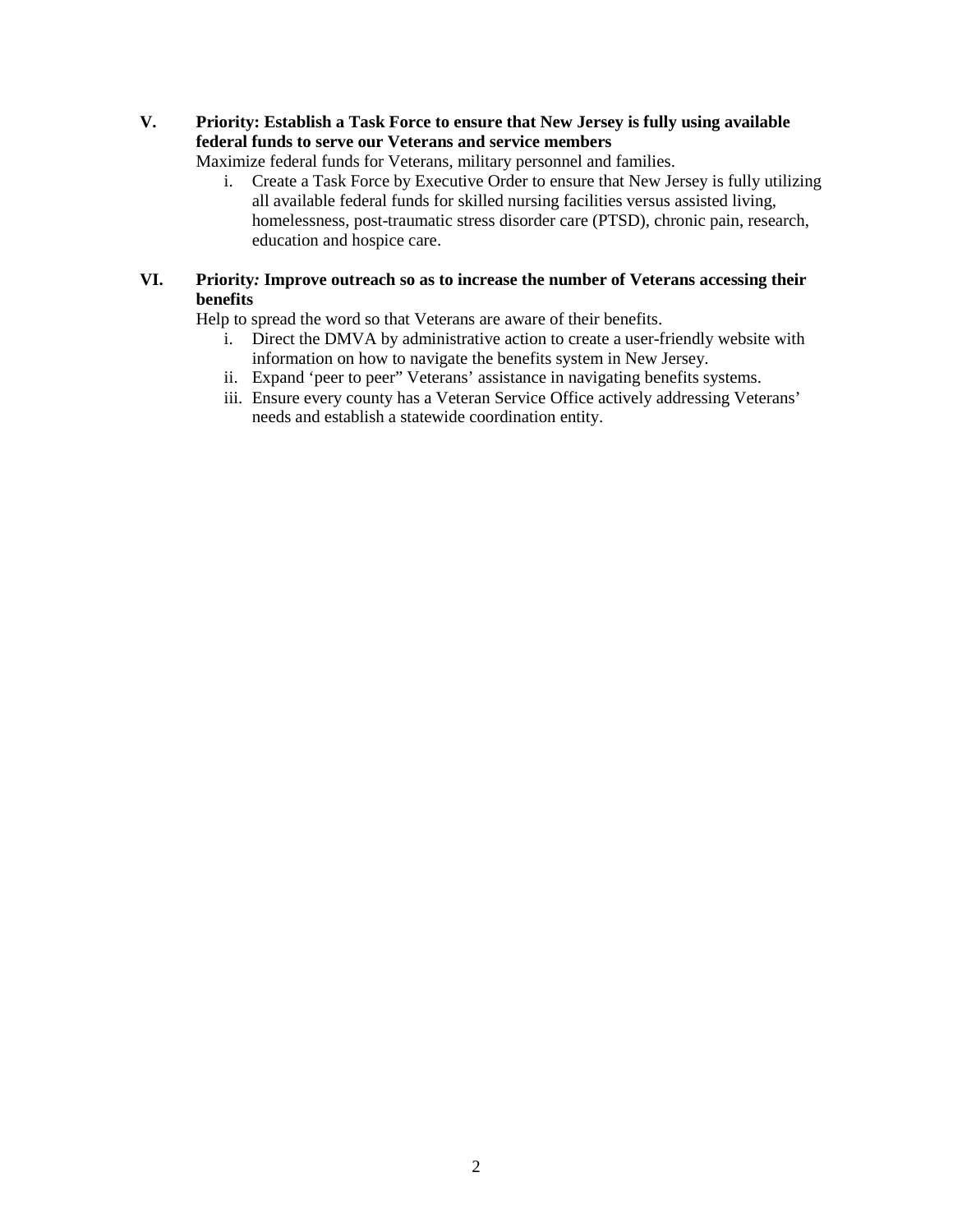**V. Priority: Establish a Task Force to ensure that New Jersey is fully using available federal funds to serve our Veterans and service members**

Maximize federal funds for Veterans, military personnel and families.

i. Create a Task Force by Executive Order to ensure that New Jersey is fully utilizing all available federal funds for skilled nursing facilities versus assisted living, homelessness, post-traumatic stress disorder care (PTSD), chronic pain, research, education and hospice care.

**VI. Priority*:* Improve outreach so as to increase the number of Veterans accessing their benefits**

Help to spread the word so that Veterans are aware of their benefits.

i. Direct the DMVA by administrative action to create a user-friendly website with information on how to navigate the benefits system in New Jersey.

ii. Expand 'peer to peer" Veterans' assistance in navigating benefits systems.

iii. Ensure every county has a Veteran Service Office actively addressing Veterans' needs and establish a statewide coordination entity.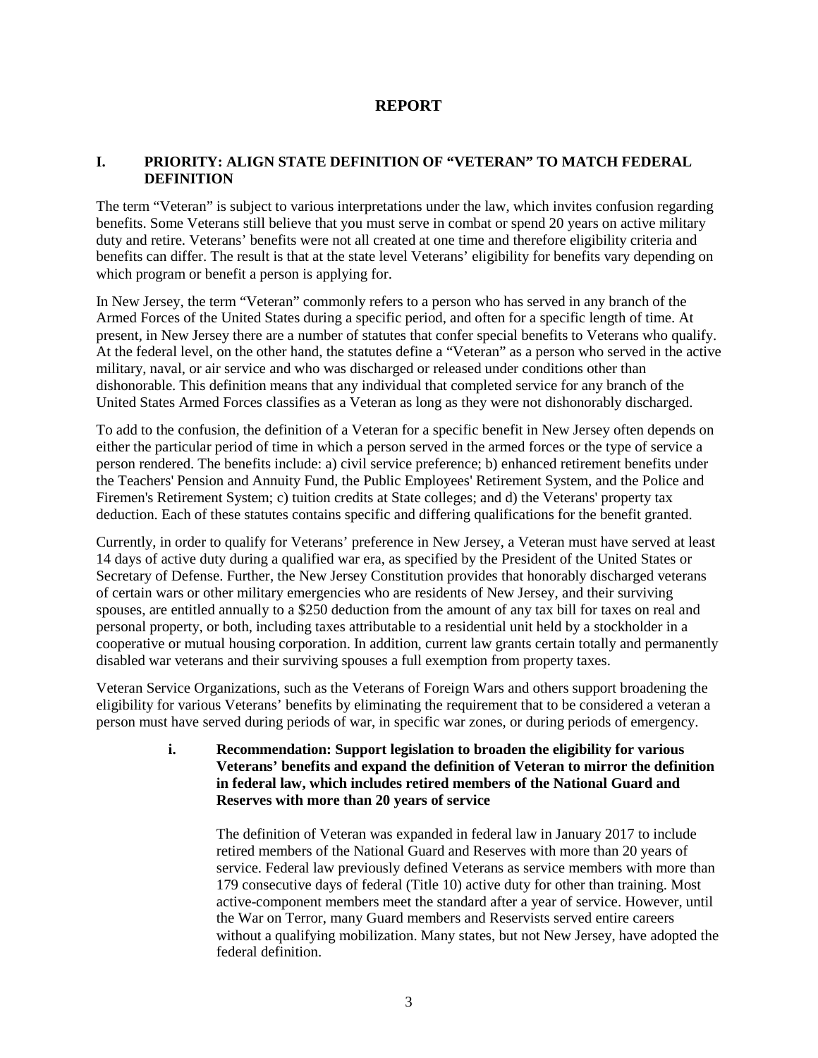# REPORT

## I. PRIORITY: ALIGN STATE DEFINITION OF "VETERAN" TO MATCH FEDERAL DEFINITION

The term "Veteran" is subject to various interpretations under the law, which invites confusion regarding benefits. Some Veterans still believe that you must serve in combat or spend 20 years on active military duty and retire. Veterans' benefits were not all created at one time and therefore eligibility criteria and benefits can differ. The result is that at the state level Veterans' eligibility for benefits vary depending on which program or benefit a person is applying for.

In New Jersey, the term "Veteran" commonly refers to a person who has served in any branch of the Armed Forces of the United States during a specific period, and often for a specific length of time. At present, in New Jersey there are a number of statutes that confer special benefits to Veterans who qualify. At the federal level, on the other hand, the statutes define a "Veteran" as a person who served in the active military, naval, or air service and who was discharged or released under conditions other than dishonorable. This definition means that any individual that completed service for any branch of the United States Armed Forces classifies as a Veteran as long as they were not dishonorably discharged.

To add to the confusion, the definition of a Veteran for a specific benefit in New Jersey often depends on either the particular period of time in which a person served in the armed forces or the type of service a person rendered. The benefits include: a) civil service preference; b) enhanced retirement benefits under the Teachers' Pension and Annuity Fund, the Public Employees' Retirement System, and the Police and Firemen's Retirement System; c) tuition credits at State colleges; and d) the Veterans' property tax deduction. Each of these statutes contains specific and differing qualifications for the benefit granted.

Currently, in order to qualify for Veterans' preference in New Jersey, a Veteran must have served at least 14 days of active duty during a qualified war era, as specified by the President of the United States or Secretary of Defense. Further, the New Jersey Constitution provides that honorably discharged veterans of certain wars or other military emergencies who are residents of New Jersey, and their surviving spouses, are entitled annually to a $250 deduction from the amount of any tax bill for taxes on real and personal property, or both, including taxes attributable to a residential unit held by a stockholder in a cooperative or mutual housing corporation. In addition, current law grants certain totally and permanently disabled war veterans and their surviving spouses a full exemption from property taxes.

Veteran Service Organizations, such as the Veterans of Foreign Wars and others support broadening the eligibility for various Veterans' benefits by eliminating the requirement that to be considered a veteran a person must have served during periods of war, in specific war zones, or during periods of emergency.

### i. Recommendation: Support legislation to broaden the eligibility for various Veterans' benefits and expand the definition of Veteran to mirror the definition in federal law, which includes retired members of the National Guard and Reserves with more than 20 years of service

The definition of Veteran was expanded in federal law in January 2017 to include retired members of the National Guard and Reserves with more than 20 years of service. Federal law previously defined Veterans as service members with more than 179 consecutive days of federal (Title 10) active duty for other than training. Most active-component members meet the standard after a year of service. However, until the War on Terror, many Guard members and Reservists served entire careers without a qualifying mobilization. Many states, but not New Jersey, have adopted the federal definition.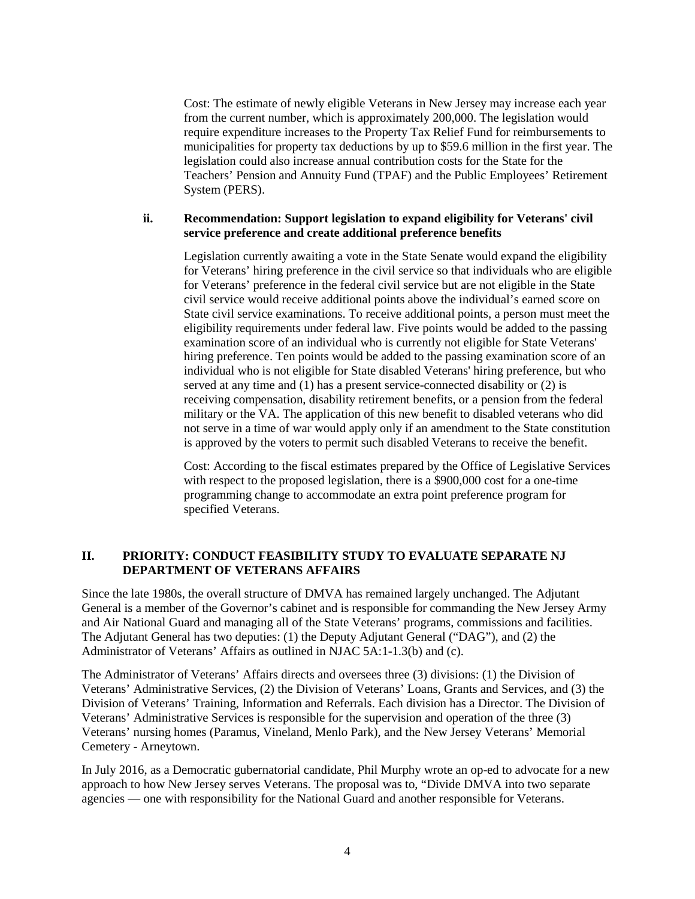Cost: The estimate of newly eligible Veterans in New Jersey may increase each year from the current number, which is approximately 200,000. The legislation would require expenditure increases to the Property Tax Relief Fund for reimbursements to municipalities for property tax deductions by up to $59.6 million in the first year. The legislation could also increase annual contribution costs for the State for the Teachers' Pension and Annuity Fund (TPAF) and the Public Employees' Retirement System (PERS).

#### ii. Recommendation: Support legislation to expand eligibility for Veterans' civil service preference and create additional preference benefits

Legislation currently awaiting a vote in the State Senate would expand the eligibility for Veterans' hiring preference in the civil service so that individuals who are eligible for Veterans' preference in the federal civil service but are not eligible in the State civil service would receive additional points above the individual's earned score on State civil service examinations. To receive additional points, a person must meet the eligibility requirements under federal law. Five points would be added to the passing examination score of an individual who is currently not eligible for State Veterans' hiring preference. Ten points would be added to the passing examination score of an individual who is not eligible for State disabled Veterans' hiring preference, but who served at any time and (1) has a present service-connected disability or (2) is receiving compensation, disability retirement benefits, or a pension from the federal military or the VA. The application of this new benefit to disabled veterans who did not serve in a time of war would apply only if an amendment to the State constitution is approved by the voters to permit such disabled Veterans to receive the benefit.

Cost: According to the fiscal estimates prepared by the Office of Legislative Services with respect to the proposed legislation, there is a $900,000 cost for a one-time programming change to accommodate an extra point preference program for specified Veterans.

## II. PRIORITY: CONDUCT FEASIBILITY STUDY TO EVALUATE SEPARATE NJ DEPARTMENT OF VETERANS AFFAIRS

Since the late 1980s, the overall structure of DMVA has remained largely unchanged. The Adjutant General is a member of the Governor's cabinet and is responsible for commanding the New Jersey Army and Air National Guard and managing all of the State Veterans' programs, commissions and facilities. The Adjutant General has two deputies: (1) the Deputy Adjutant General ("DAG"), and (2) the Administrator of Veterans' Affairs as outlined in NJAC 5A:1-1.3(b) and (c).

The Administrator of Veterans' Affairs directs and oversees three (3) divisions: (1) the Division of Veterans' Administrative Services, (2) the Division of Veterans' Loans, Grants and Services, and (3) the Division of Veterans' Training, Information and Referrals. Each division has a Director. The Division of Veterans' Administrative Services is responsible for the supervision and operation of the three (3) Veterans' nursing homes (Paramus, Vineland, Menlo Park), and the New Jersey Veterans' Memorial Cemetery - Arneytown.

In July 2016, as a Democratic gubernatorial candidate, Phil Murphy wrote an op-ed to advocate for a new approach to how New Jersey serves Veterans. The proposal was to, "Divide DMVA into two separate agencies — one with responsibility for the National Guard and another responsible for Veterans.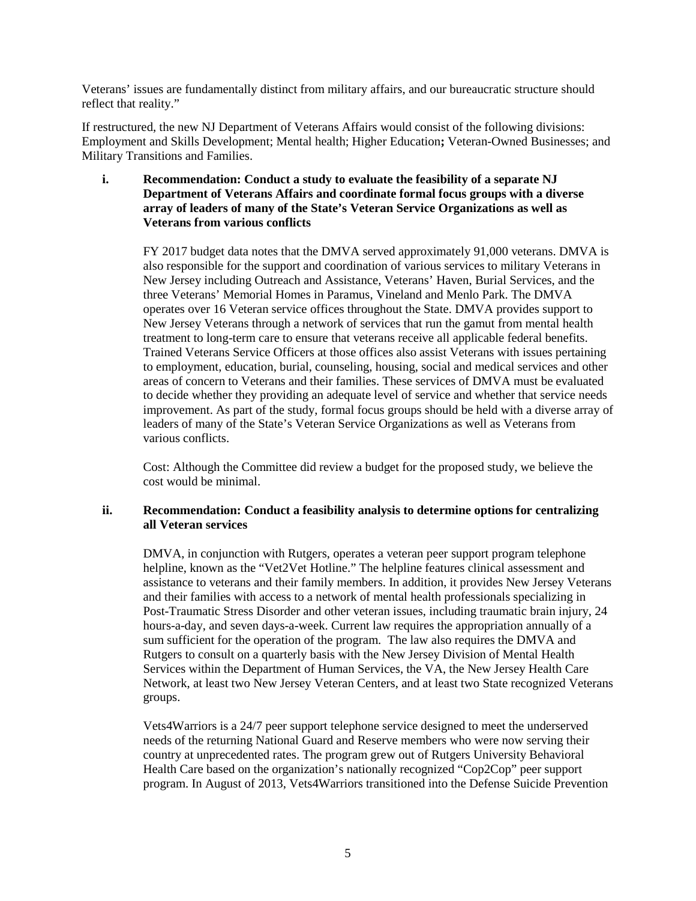Veterans' issues are fundamentally distinct from military affairs, and our bureaucratic structure should reflect that reality."

If restructured, the new NJ Department of Veterans Affairs would consist of the following divisions: Employment and Skills Development; Mental health; Higher Education**;** Veteran-Owned Businesses; and Military Transitions and Families.

**i. Recommendation: Conduct a study to evaluate the feasibility of a separate NJ Department of Veterans Affairs and coordinate formal focus groups with a diverse array of leaders of many of the State's Veteran Service Organizations as well as Veterans from various conflicts**

FY 2017 budget data notes that the DMVA served approximately 91,000 veterans. DMVA is also responsible for the support and coordination of various services to military Veterans in New Jersey including Outreach and Assistance, Veterans' Haven, Burial Services, and the three Veterans' Memorial Homes in Paramus, Vineland and Menlo Park. The DMVA operates over 16 Veteran service offices throughout the State. DMVA provides support to New Jersey Veterans through a network of services that run the gamut from mental health treatment to long-term care to ensure that veterans receive all applicable federal benefits. Trained Veterans Service Officers at those offices also assist Veterans with issues pertaining to employment, education, burial, counseling, housing, social and medical services and other areas of concern to Veterans and their families. These services of DMVA must be evaluated to decide whether they providing an adequate level of service and whether that service needs improvement. As part of the study, formal focus groups should be held with a diverse array of leaders of many of the State's Veteran Service Organizations as well as Veterans from various conflicts.

Cost: Although the Committee did review a budget for the proposed study, we believe the cost would be minimal.

**ii. Recommendation: Conduct a feasibility analysis to determine options for centralizing all Veteran services**

DMVA, in conjunction with Rutgers, operates a veteran peer support program telephone helpline, known as the "Vet2Vet Hotline." The helpline features clinical assessment and assistance to veterans and their family members. In addition, it provides New Jersey Veterans and their families with access to a network of mental health professionals specializing in Post-Traumatic Stress Disorder and other veteran issues, including traumatic brain injury, 24 hours-a-day, and seven days-a-week. Current law requires the appropriation annually of a sum sufficient for the operation of the program. The law also requires the DMVA and Rutgers to consult on a quarterly basis with the New Jersey Division of Mental Health Services within the Department of Human Services, the VA, the New Jersey Health Care Network, at least two New Jersey Veteran Centers, and at least two State recognized Veterans groups.

Vets4Warriors is a 24/7 peer support telephone service designed to meet the underserved needs of the returning National Guard and Reserve members who were now serving their country at unprecedented rates. The program grew out of Rutgers University Behavioral Health Care based on the organization's nationally recognized "Cop2Cop" peer support program. In August of 2013, Vets4Warriors transitioned into the Defense Suicide Prevention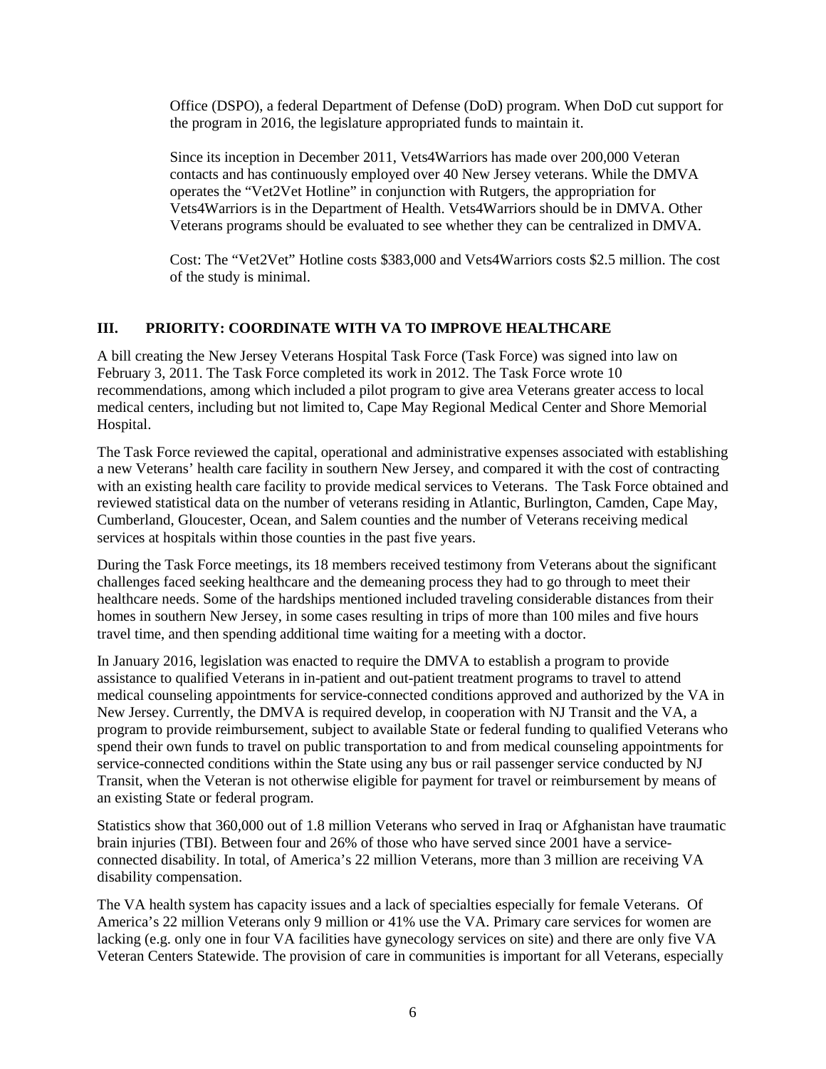Office (DSPO), a federal Department of Defense (DoD) program. When DoD cut support for the program in 2016, the legislature appropriated funds to maintain it.

Since its inception in December 2011, Vets4Warriors has made over 200,000 Veteran contacts and has continuously employed over 40 New Jersey veterans. While the DMVA operates the "Vet2Vet Hotline" in conjunction with Rutgers, the appropriation for Vets4Warriors is in the Department of Health. Vets4Warriors should be in DMVA. Other Veterans programs should be evaluated to see whether they can be centralized in DMVA.

Cost: The "Vet2Vet" Hotline costs $383,000 and Vets4Warriors costs $2.5 million. The cost of the study is minimal.

## III. PRIORITY: COORDINATE WITH VA TO IMPROVE HEALTHCARE

A bill creating the New Jersey Veterans Hospital Task Force (Task Force) was signed into law on February 3, 2011. The Task Force completed its work in 2012. The Task Force wrote 10 recommendations, among which included a pilot program to give area Veterans greater access to local medical centers, including but not limited to, Cape May Regional Medical Center and Shore Memorial Hospital.

The Task Force reviewed the capital, operational and administrative expenses associated with establishing a new Veterans' health care facility in southern New Jersey, and compared it with the cost of contracting with an existing health care facility to provide medical services to Veterans. The Task Force obtained and reviewed statistical data on the number of veterans residing in Atlantic, Burlington, Camden, Cape May, Cumberland, Gloucester, Ocean, and Salem counties and the number of Veterans receiving medical services at hospitals within those counties in the past five years.

During the Task Force meetings, its 18 members received testimony from Veterans about the significant challenges faced seeking healthcare and the demeaning process they had to go through to meet their healthcare needs. Some of the hardships mentioned included traveling considerable distances from their homes in southern New Jersey, in some cases resulting in trips of more than 100 miles and five hours travel time, and then spending additional time waiting for a meeting with a doctor.

In January 2016, legislation was enacted to require the DMVA to establish a program to provide assistance to qualified Veterans in in-patient and out-patient treatment programs to travel to attend medical counseling appointments for service-connected conditions approved and authorized by the VA in New Jersey. Currently, the DMVA is required develop, in cooperation with NJ Transit and the VA, a program to provide reimbursement, subject to available State or federal funding to qualified Veterans who spend their own funds to travel on public transportation to and from medical counseling appointments for service-connected conditions within the State using any bus or rail passenger service conducted by NJ Transit, when the Veteran is not otherwise eligible for payment for travel or reimbursement by means of an existing State or federal program.

Statistics show that 360,000 out of 1.8 million Veterans who served in Iraq or Afghanistan have traumatic brain injuries (TBI). Between four and 26% of those who have served since 2001 have a service-connected disability. In total, of America's 22 million Veterans, more than 3 million are receiving VA disability compensation.

The VA health system has capacity issues and a lack of specialties especially for female Veterans. Of America's 22 million Veterans only 9 million or 41% use the VA. Primary care services for women are lacking (e.g. only one in four VA facilities have gynecology services on site) and there are only five VA Veteran Centers Statewide. The provision of care in communities is important for all Veterans, especially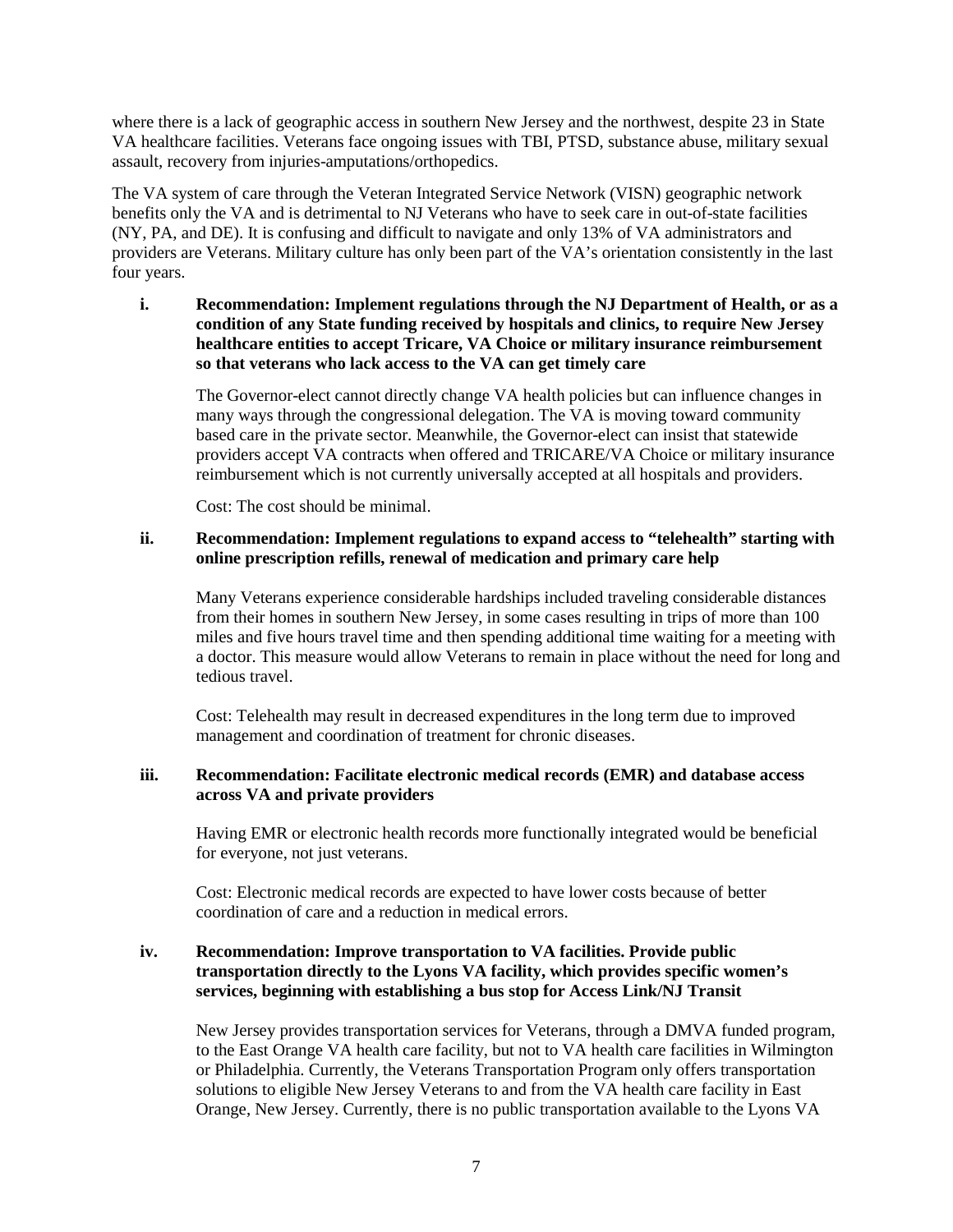where there is a lack of geographic access in southern New Jersey and the northwest, despite 23 in State VA healthcare facilities. Veterans face ongoing issues with TBI, PTSD, substance abuse, military sexual assault, recovery from injuries-amputations/orthopedics.

The VA system of care through the Veteran Integrated Service Network (VISN) geographic network benefits only the VA and is detrimental to NJ Veterans who have to seek care in out-of-state facilities (NY, PA, and DE). It is confusing and difficult to navigate and only 13% of VA administrators and providers are Veterans. Military culture has only been part of the VA's orientation consistently in the last four years.

**i. Recommendation: Implement regulations through the NJ Department of Health, or as a condition of any State funding received by hospitals and clinics, to require New Jersey healthcare entities to accept Tricare, VA Choice or military insurance reimbursement so that veterans who lack access to the VA can get timely care**

The Governor-elect cannot directly change VA health policies but can influence changes in many ways through the congressional delegation. The VA is moving toward community based care in the private sector. Meanwhile, the Governor-elect can insist that statewide providers accept VA contracts when offered and TRICARE/VA Choice or military insurance reimbursement which is not currently universally accepted at all hospitals and providers.

Cost: The cost should be minimal.

**ii. Recommendation: Implement regulations to expand access to "telehealth" starting with online prescription refills, renewal of medication and primary care help**

Many Veterans experience considerable hardships included traveling considerable distances from their homes in southern New Jersey, in some cases resulting in trips of more than 100 miles and five hours travel time and then spending additional time waiting for a meeting with a doctor. This measure would allow Veterans to remain in place without the need for long and tedious travel.

Cost: Telehealth may result in decreased expenditures in the long term due to improved management and coordination of treatment for chronic diseases.

**iii. Recommendation: Facilitate electronic medical records (EMR) and database access across VA and private providers**

Having EMR or electronic health records more functionally integrated would be beneficial for everyone, not just veterans.

Cost: Electronic medical records are expected to have lower costs because of better coordination of care and a reduction in medical errors.

**iv. Recommendation: Improve transportation to VA facilities. Provide public transportation directly to the Lyons VA facility, which provides specific women's services, beginning with establishing a bus stop for Access Link/NJ Transit**

New Jersey provides transportation services for Veterans, through a DMVA funded program, to the East Orange VA health care facility, but not to VA health care facilities in Wilmington or Philadelphia. Currently, the Veterans Transportation Program only offers transportation solutions to eligible New Jersey Veterans to and from the VA health care facility in East Orange, New Jersey. Currently, there is no public transportation available to the Lyons VA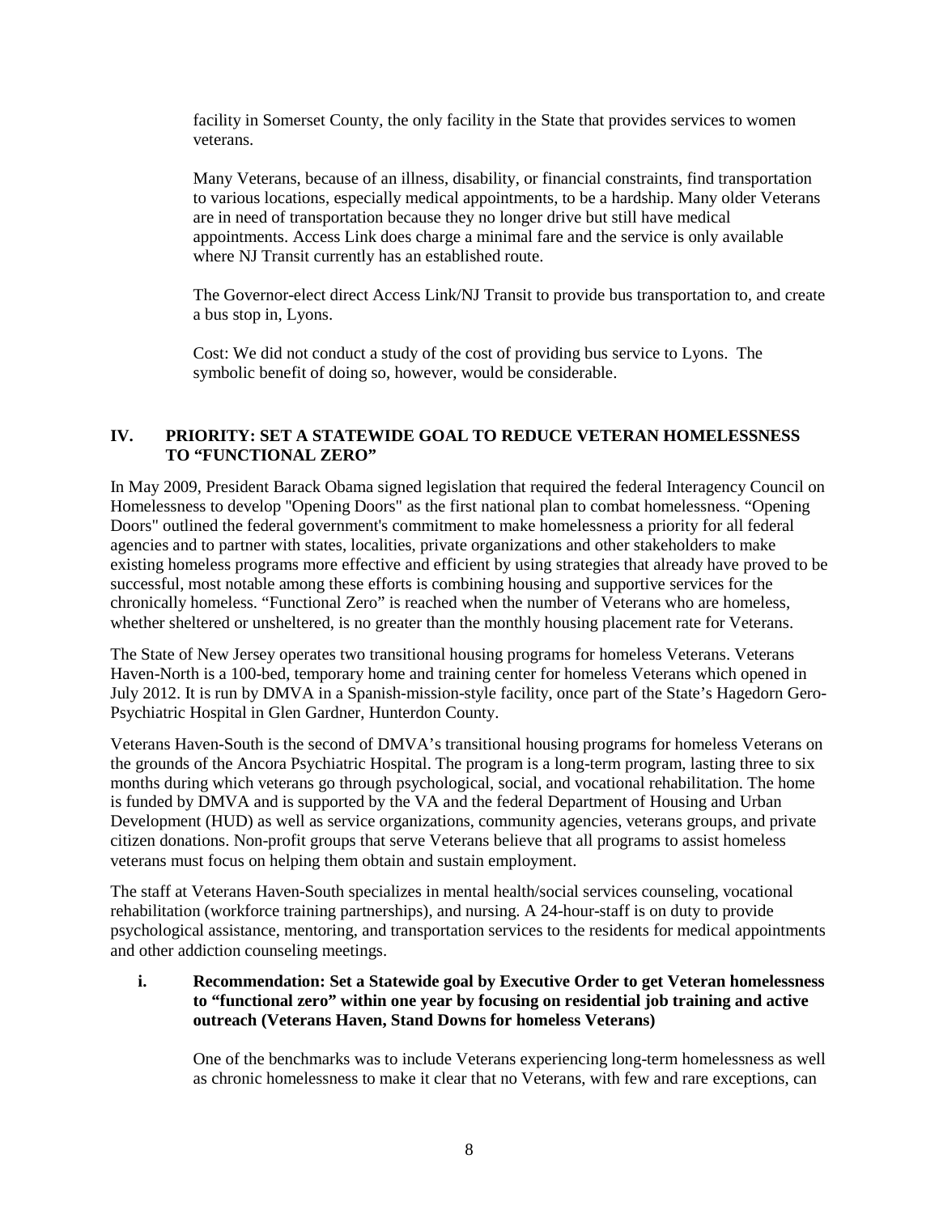facility in Somerset County, the only facility in the State that provides services to women veterans.

Many Veterans, because of an illness, disability, or financial constraints, find transportation to various locations, especially medical appointments, to be a hardship. Many older Veterans are in need of transportation because they no longer drive but still have medical appointments. Access Link does charge a minimal fare and the service is only available where NJ Transit currently has an established route.

The Governor-elect direct Access Link/NJ Transit to provide bus transportation to, and create a bus stop in, Lyons.

Cost: We did not conduct a study of the cost of providing bus service to Lyons. The symbolic benefit of doing so, however, would be considerable.

## IV. PRIORITY: SET A STATEWIDE GOAL TO REDUCE VETERAN HOMELESSNESS TO "FUNCTIONAL ZERO"

In May 2009, President Barack Obama signed legislation that required the federal Interagency Council on Homelessness to develop "Opening Doors" as the first national plan to combat homelessness. "Opening Doors" outlined the federal government's commitment to make homelessness a priority for all federal agencies and to partner with states, localities, private organizations and other stakeholders to make existing homeless programs more effective and efficient by using strategies that already have proved to be successful, most notable among these efforts is combining housing and supportive services for the chronically homeless. "Functional Zero" is reached when the number of Veterans who are homeless, whether sheltered or unsheltered, is no greater than the monthly housing placement rate for Veterans.

The State of New Jersey operates two transitional housing programs for homeless Veterans. Veterans Haven-North is a 100-bed, temporary home and training center for homeless Veterans which opened in July 2012. It is run by DMVA in a Spanish-mission-style facility, once part of the State's Hagedorn Gero-Psychiatric Hospital in Glen Gardner, Hunterdon County.

Veterans Haven-South is the second of DMVA's transitional housing programs for homeless Veterans on the grounds of the Ancora Psychiatric Hospital. The program is a long-term program, lasting three to six months during which veterans go through psychological, social, and vocational rehabilitation. The home is funded by DMVA and is supported by the VA and the federal Department of Housing and Urban Development (HUD) as well as service organizations, community agencies, veterans groups, and private citizen donations. Non-profit groups that serve Veterans believe that all programs to assist homeless veterans must focus on helping them obtain and sustain employment.

The staff at Veterans Haven-South specializes in mental health/social services counseling, vocational rehabilitation (workforce training partnerships), and nursing. A 24-hour-staff is on duty to provide psychological assistance, mentoring, and transportation services to the residents for medical appointments and other addiction counseling meetings.

### i. Recommendation: Set a Statewide goal by Executive Order to get Veteran homelessness to "functional zero" within one year by focusing on residential job training and active outreach (Veterans Haven, Stand Downs for homeless Veterans)

One of the benchmarks was to include Veterans experiencing long-term homelessness as well as chronic homelessness to make it clear that no Veterans, with few and rare exceptions, can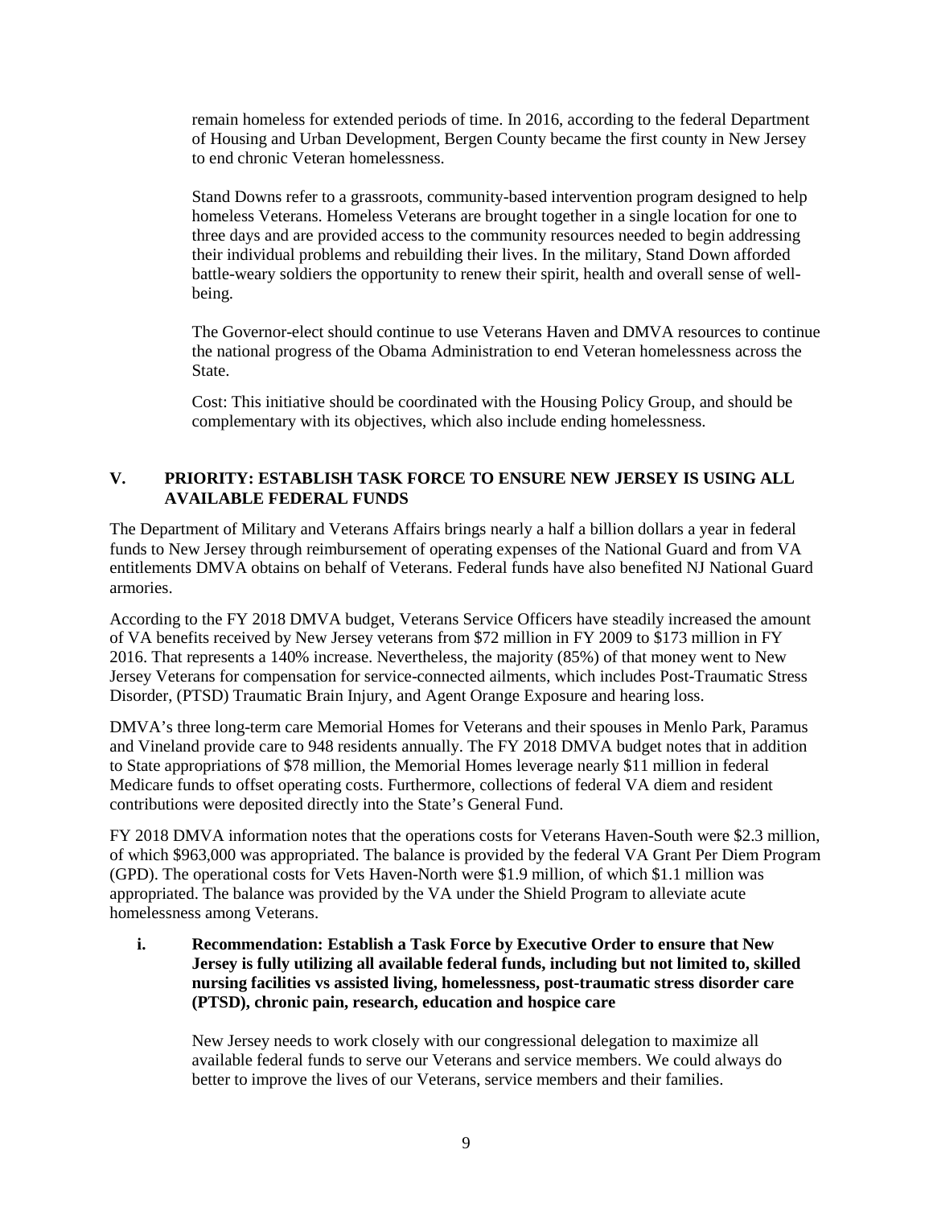remain homeless for extended periods of time. In 2016, according to the federal Department of Housing and Urban Development, Bergen County became the first county in New Jersey to end chronic Veteran homelessness.

Stand Downs refer to a grassroots, community-based intervention program designed to help homeless Veterans. Homeless Veterans are brought together in a single location for one to three days and are provided access to the community resources needed to begin addressing their individual problems and rebuilding their lives. In the military, Stand Down afforded battle-weary soldiers the opportunity to renew their spirit, health and overall sense of well-being.

The Governor-elect should continue to use Veterans Haven and DMVA resources to continue the national progress of the Obama Administration to end Veteran homelessness across the State.

Cost: This initiative should be coordinated with the Housing Policy Group, and should be complementary with its objectives, which also include ending homelessness.

## V. PRIORITY: ESTABLISH TASK FORCE TO ENSURE NEW JERSEY IS USING ALL AVAILABLE FEDERAL FUNDS

The Department of Military and Veterans Affairs brings nearly a half a billion dollars a year in federal funds to New Jersey through reimbursement of operating expenses of the National Guard and from VA entitlements DMVA obtains on behalf of Veterans. Federal funds have also benefited NJ National Guard armories.

According to the FY 2018 DMVA budget, Veterans Service Officers have steadily increased the amount of VA benefits received by New Jersey veterans from $72 million in FY 2009 to $173 million in FY 2016. That represents a 140% increase. Nevertheless, the majority (85%) of that money went to New Jersey Veterans for compensation for service-connected ailments, which includes Post-Traumatic Stress Disorder, (PTSD) Traumatic Brain Injury, and Agent Orange Exposure and hearing loss.

DMVA's three long-term care Memorial Homes for Veterans and their spouses in Menlo Park, Paramus and Vineland provide care to 948 residents annually. The FY 2018 DMVA budget notes that in addition to State appropriations of $78 million, the Memorial Homes leverage nearly $11 million in federal Medicare funds to offset operating costs. Furthermore, collections of federal VA diem and resident contributions were deposited directly into the State's General Fund.

FY 2018 DMVA information notes that the operations costs for Veterans Haven-South were $2.3 million, of which $963,000 was appropriated. The balance is provided by the federal VA Grant Per Diem Program (GPD). The operational costs for Vets Haven-North were $1.9 million, of which $1.1 million was appropriated. The balance was provided by the VA under the Shield Program to alleviate acute homelessness among Veterans.

### i. Recommendation: Establish a Task Force by Executive Order to ensure that New Jersey is fully utilizing all available federal funds, including but not limited to, skilled nursing facilities vs assisted living, homelessness, post-traumatic stress disorder care (PTSD), chronic pain, research, education and hospice care

New Jersey needs to work closely with our congressional delegation to maximize all available federal funds to serve our Veterans and service members. We could always do better to improve the lives of our Veterans, service members and their families.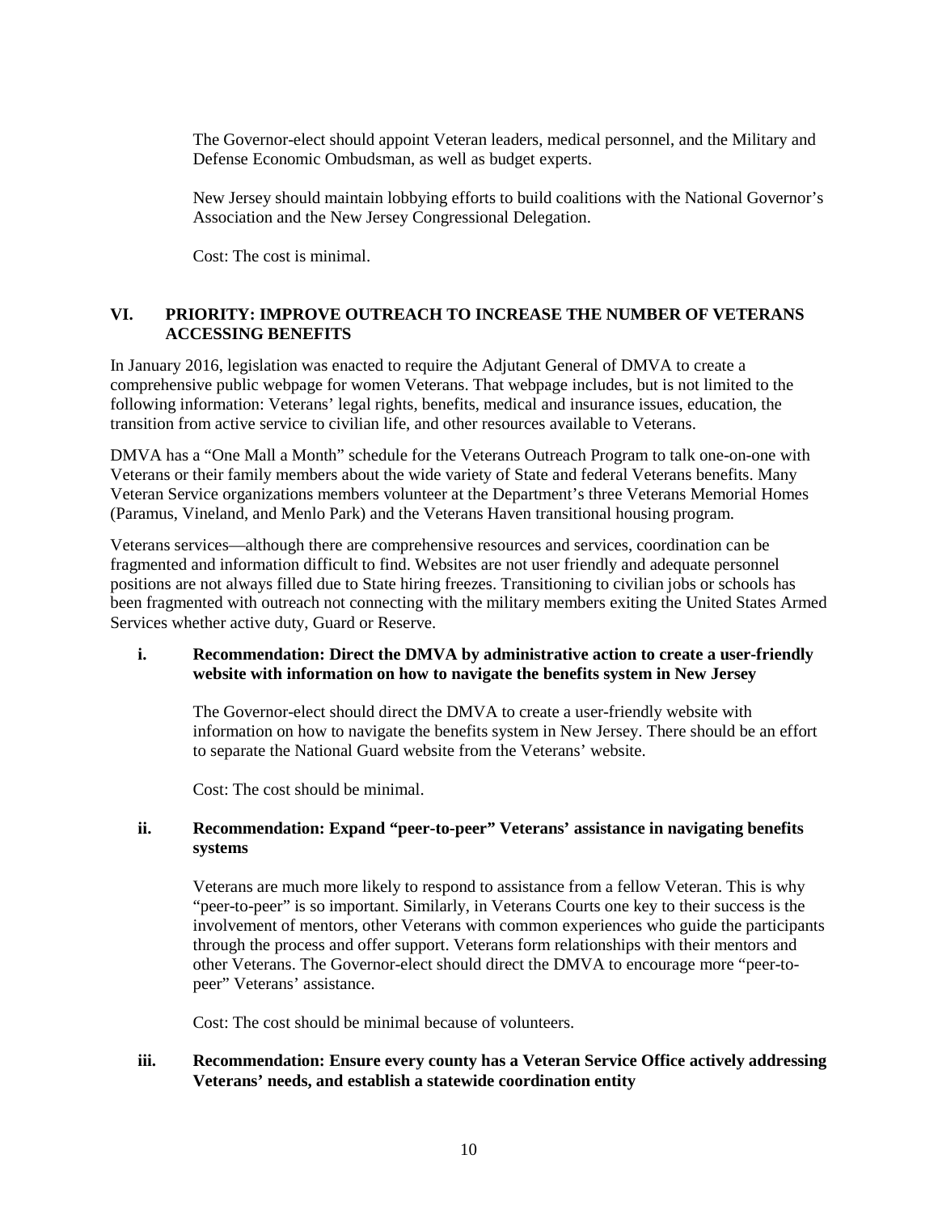The Governor-elect should appoint Veteran leaders, medical personnel, and the Military and Defense Economic Ombudsman, as well as budget experts.

New Jersey should maintain lobbying efforts to build coalitions with the National Governor's Association and the New Jersey Congressional Delegation.

Cost: The cost is minimal.

## VI. PRIORITY: IMPROVE OUTREACH TO INCREASE THE NUMBER OF VETERANS ACCESSING BENEFITS

In January 2016, legislation was enacted to require the Adjutant General of DMVA to create a comprehensive public webpage for women Veterans. That webpage includes, but is not limited to the following information: Veterans' legal rights, benefits, medical and insurance issues, education, the transition from active service to civilian life, and other resources available to Veterans.

DMVA has a "One Mall a Month" schedule for the Veterans Outreach Program to talk one-on-one with Veterans or their family members about the wide variety of State and federal Veterans benefits. Many Veteran Service organizations members volunteer at the Department's three Veterans Memorial Homes (Paramus, Vineland, and Menlo Park) and the Veterans Haven transitional housing program.

Veterans services—although there are comprehensive resources and services, coordination can be fragmented and information difficult to find. Websites are not user friendly and adequate personnel positions are not always filled due to State hiring freezes. Transitioning to civilian jobs or schools has been fragmented with outreach not connecting with the military members exiting the United States Armed Services whether active duty, Guard or Reserve.

### i. Recommendation: Direct the DMVA by administrative action to create a user-friendly website with information on how to navigate the benefits system in New Jersey

The Governor-elect should direct the DMVA to create a user-friendly website with information on how to navigate the benefits system in New Jersey. There should be an effort to separate the National Guard website from the Veterans' website.

Cost: The cost should be minimal.

### ii. Recommendation: Expand "peer-to-peer" Veterans' assistance in navigating benefits systems

Veterans are much more likely to respond to assistance from a fellow Veteran. This is why "peer-to-peer" is so important. Similarly, in Veterans Courts one key to their success is the involvement of mentors, other Veterans with common experiences who guide the participants through the process and offer support. Veterans form relationships with their mentors and other Veterans. The Governor-elect should direct the DMVA to encourage more "peer-to-peer" Veterans' assistance.

Cost: The cost should be minimal because of volunteers.

### iii. Recommendation: Ensure every county has a Veteran Service Office actively addressing Veterans' needs, and establish a statewide coordination entity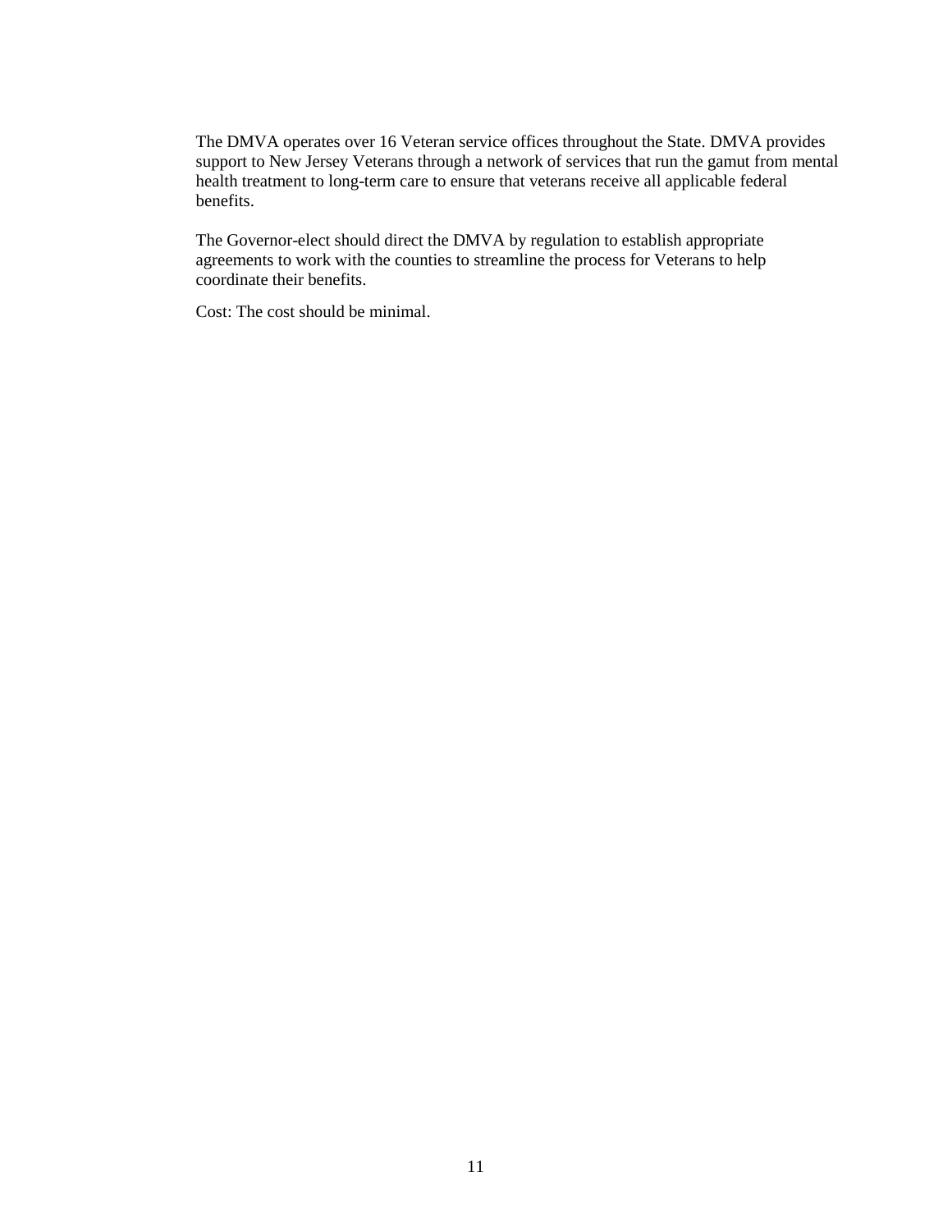The DMVA operates over 16 Veteran service offices throughout the State. DMVA provides support to New Jersey Veterans through a network of services that run the gamut from mental health treatment to long-term care to ensure that veterans receive all applicable federal benefits.

The Governor-elect should direct the DMVA by regulation to establish appropriate agreements to work with the counties to streamline the process for Veterans to help coordinate their benefits.

Cost: The cost should be minimal.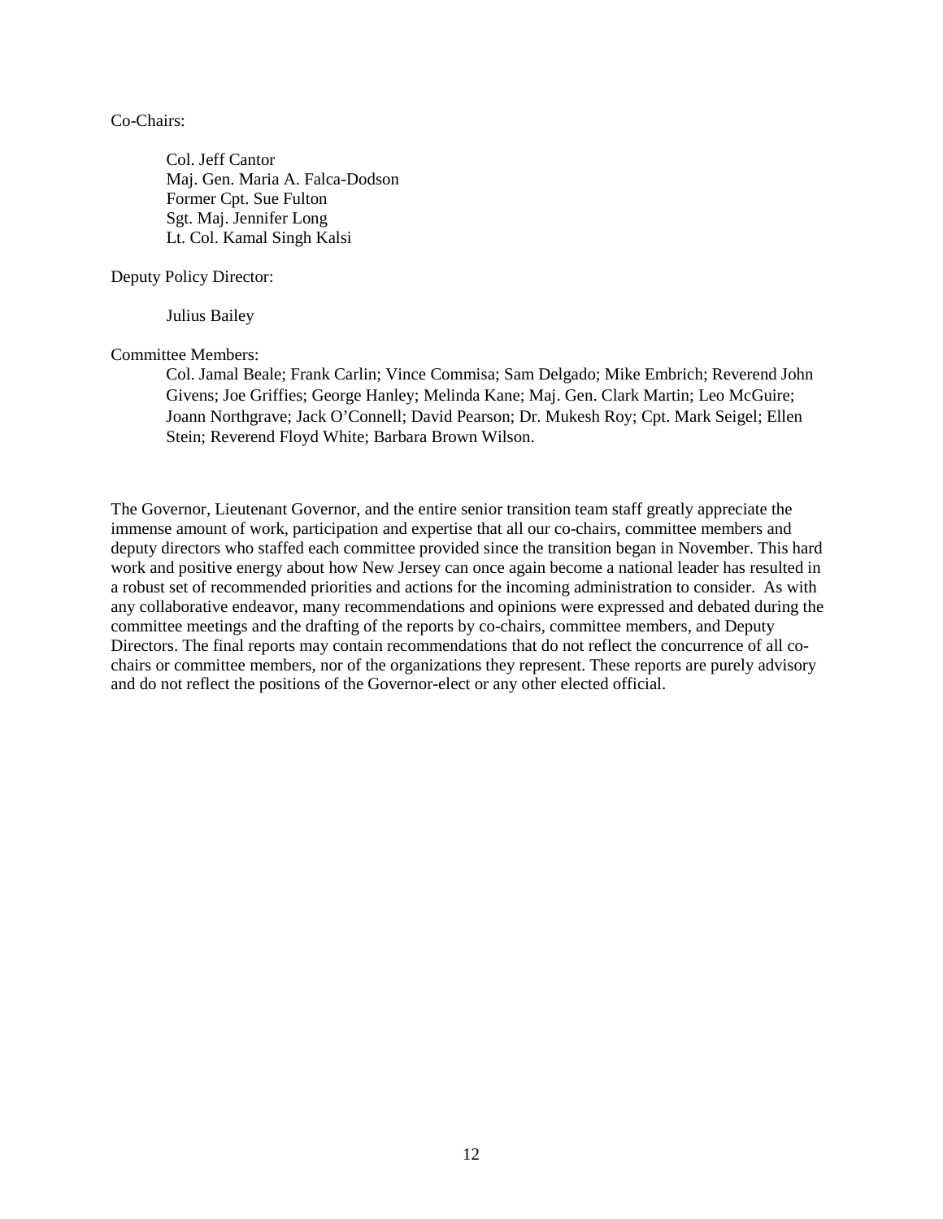Co-Chairs:

Col. Jeff Cantor
Maj. Gen. Maria A. Falca-Dodson
Former Cpt. Sue Fulton
Sgt. Maj. Jennifer Long
Lt. Col. Kamal Singh Kalsi

Deputy Policy Director:

Julius Bailey

Committee Members:

Col. Jamal Beale; Frank Carlin; Vince Commisa; Sam Delgado; Mike Embrich; Reverend John Givens; Joe Griffies; George Hanley; Melinda Kane; Maj. Gen. Clark Martin; Leo McGuire; Joann Northgrave; Jack O'Connell; David Pearson; Dr. Mukesh Roy; Cpt. Mark Seigel; Ellen Stein; Reverend Floyd White; Barbara Brown Wilson.

The Governor, Lieutenant Governor, and the entire senior transition team staff greatly appreciate the immense amount of work, participation and expertise that all our co-chairs, committee members and deputy directors who staffed each committee provided since the transition began in November. This hard work and positive energy about how New Jersey can once again become a national leader has resulted in a robust set of recommended priorities and actions for the incoming administration to consider. As with any collaborative endeavor, many recommendations and opinions were expressed and debated during the committee meetings and the drafting of the reports by co-chairs, committee members, and Deputy Directors. The final reports may contain recommendations that do not reflect the concurrence of all co-chairs or committee members, nor of the organizations they represent. These reports are purely advisory and do not reflect the positions of the Governor-elect or any other elected official.